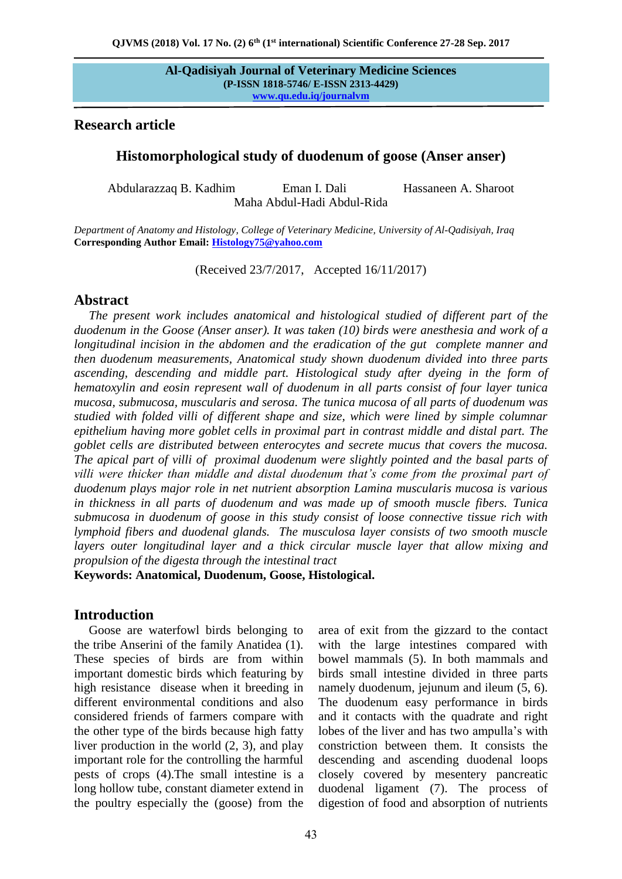**Al-Qadisiyah Journal of Veterinary Medicine Sciences**
**(P-ISSN 1818-5746/ E-ISSN 2313-4429)**
**www.qu.edu.iq/journalvm**

## Research article

# Histomorphological study of duodenum of goose (Anser anser)

Abdularazzaq B. Kadhim   Eman I. Dali   Hassaneen A. Sharoot
Maha Abdul-Hadi Abdul-Rida

*Department of Anatomy and Histology, College of Veterinary Medicine, University of Al-Qadisiyah, Iraq*
**Corresponding Author Email: Histology75@yahoo.com**

(Received 23/7/2017, Accepted 16/11/2017)

## Abstract

*The present work includes anatomical and histological studied of different part of the duodenum in the Goose (Anser anser). It was taken (10) birds were anesthesia and work of a longitudinal incision in the abdomen and the eradication of the gut complete manner and then duodenum measurements, Anatomical study shown duodenum divided into three parts ascending, descending and middle part. Histological study after dyeing in the form of hematoxylin and eosin represent wall of duodenum in all parts consist of four layer tunica mucosa, submucosa, muscularis and serosa. The tunica mucosa of all parts of duodenum was studied with folded villi of different shape and size, which were lined by simple columnar epithelium having more goblet cells in proximal part in contrast middle and distal part. The goblet cells are distributed between enterocytes and secrete mucus that covers the mucosa. The apical part of villi of proximal duodenum were slightly pointed and the basal parts of villi were thicker than middle and distal duodenum that's come from the proximal part of duodenum plays major role in net nutrient absorption Lamina muscularis mucosa is various in thickness in all parts of duodenum and was made up of smooth muscle fibers. Tunica submucosa in duodenum of goose in this study consist of loose connective tissue rich with lymphoid fibers and duodenal glands. The musculosa layer consists of two smooth muscle layers outer longitudinal layer and a thick circular muscle layer that allow mixing and propulsion of the digesta through the intestinal tract*

**Keywords: Anatomical, Duodenum, Goose, Histological.**

## Introduction

Goose are waterfowl birds belonging to the tribe Anserini of the family Anatidea (1). These species of birds are from within important domestic birds which featuring by high resistance disease when it breeding in different environmental conditions and also considered friends of farmers compare with the other type of the birds because high fatty liver production in the world (2, 3), and play important role for the controlling the harmful pests of crops (4).The small intestine is a long hollow tube, constant diameter extend in the poultry especially the (goose) from the area of exit from the gizzard to the contact with the large intestines compared with bowel mammals (5). In both mammals and birds small intestine divided in three parts namely duodenum, jejunum and ileum (5, 6). The duodenum easy performance in birds and it contacts with the quadrate and right lobes of the liver and has two ampulla's with constriction between them. It consists the descending and ascending duodenal loops closely covered by mesentery pancreatic duodenal ligament (7). The process of digestion of food and absorption of nutrients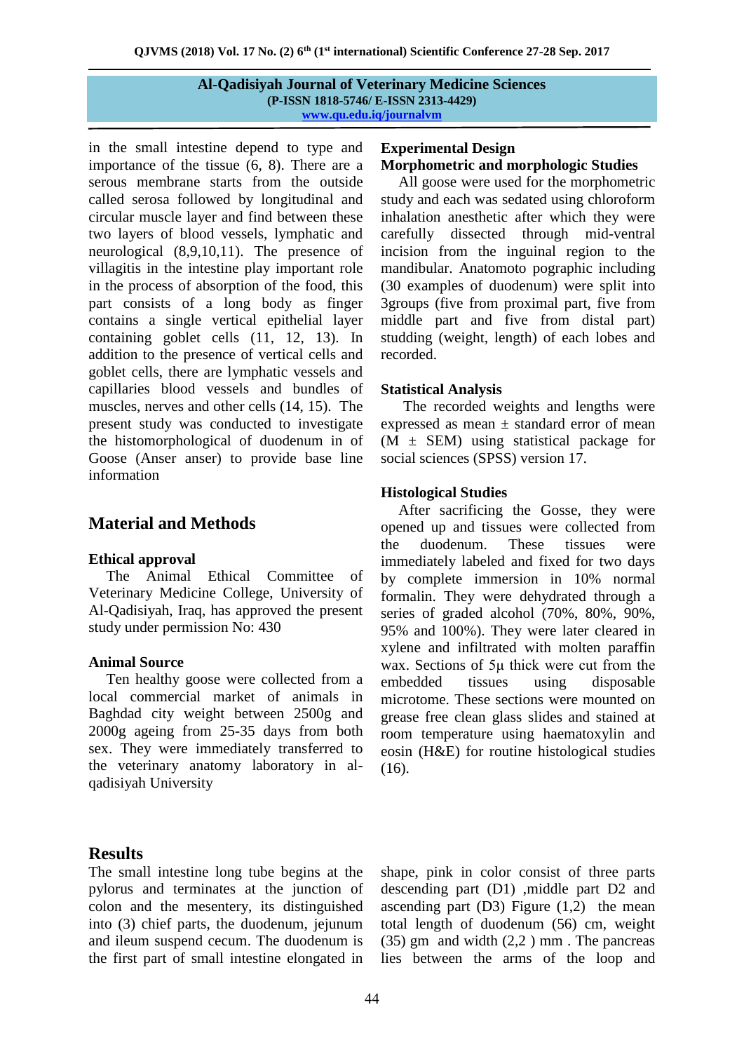in the small intestine depend to type and importance of the tissue (6, 8). There are a serous membrane starts from the outside called serosa followed by longitudinal and circular muscle layer and find between these two layers of blood vessels, lymphatic and neurological (8,9,10,11). The presence of villagitis in the intestine play important role in the process of absorption of the food, this part consists of a long body as finger contains a single vertical epithelial layer containing goblet cells (11, 12, 13). In addition to the presence of vertical cells and goblet cells, there are lymphatic vessels and capillaries blood vessels and bundles of muscles, nerves and other cells (14, 15). The present study was conducted to investigate the histomorphological of duodenum in of Goose (Anser anser) to provide base line information

## Material and Methods

### Ethical approval

The Animal Ethical Committee of Veterinary Medicine College, University of Al-Qadisiyah, Iraq, has approved the present study under permission No: 430

### Animal Source

Ten healthy goose were collected from a local commercial market of animals in Baghdad city weight between 2500g and 2000g ageing from 25-35 days from both sex. They were immediately transferred to the veterinary anatomy laboratory in al-qadisiyah University

### Experimental Design

### Morphometric and morphologic Studies

All goose were used for the morphometric study and each was sedated using chloroform inhalation anesthetic after which they were carefully dissected through mid-ventral incision from the inguinal region to the mandibular. Anatomoto pographic including (30 examples of duodenum) were split into 3groups (five from proximal part, five from middle part and five from distal part) studding (weight, length) of each lobes and recorded.

### Statistical Analysis

The recorded weights and lengths were expressed as mean ± standard error of mean (M ± SEM) using statistical package for social sciences (SPSS) version 17.

### Histological Studies

After sacrificing the Gosse, they were opened up and tissues were collected from the duodenum. These tissues were immediately labeled and fixed for two days by complete immersion in 10% normal formalin. They were dehydrated through a series of graded alcohol (70%, 80%, 90%, 95% and 100%). They were later cleared in xylene and infiltrated with molten paraffin wax. Sections of 5µ thick were cut from the embedded tissues using disposable microtome. These sections were mounted on grease free clean glass slides and stained at room temperature using haematoxylin and eosin (H&E) for routine histological studies (16).

## Results

The small intestine long tube begins at the pylorus and terminates at the junction of colon and the mesentery, its distinguished into (3) chief parts, the duodenum, jejunum and ileum suspend cecum. The duodenum is the first part of small intestine elongated in shape, pink in color consist of three parts descending part (D1) ,middle part D2 and ascending part (D3) Figure (1,2) the mean total length of duodenum (56) cm, weight (35) gm and width (2,2 ) mm . The pancreas lies between the arms of the loop and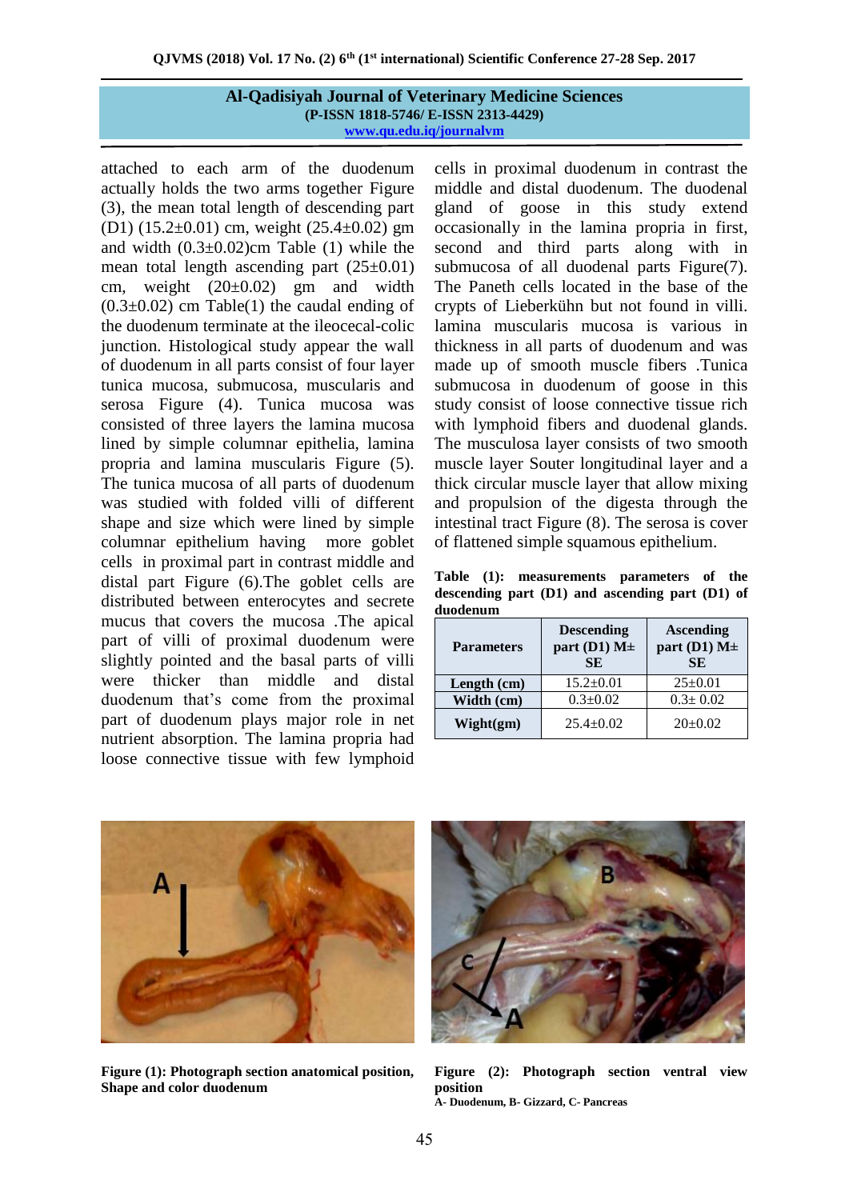attached to each arm of the duodenum actually holds the two arms together Figure (3), the mean total length of descending part (D1) (15.2±0.01) cm, weight (25.4±0.02) gm and width (0.3±0.02)cm Table (1) while the mean total length ascending part (25±0.01) cm, weight (20±0.02) gm and width (0.3±0.02) cm Table(1) the caudal ending of the duodenum terminate at the ileocecal-colic junction. Histological study appear the wall of duodenum in all parts consist of four layer tunica mucosa, submucosa, muscularis and serosa Figure (4). Tunica mucosa was consisted of three layers the lamina mucosa lined by simple columnar epithelia, lamina propria and lamina muscularis Figure (5). The tunica mucosa of all parts of duodenum was studied with folded villi of different shape and size which were lined by simple columnar epithelium having more goblet cells in proximal part in contrast middle and distal part Figure (6).The goblet cells are distributed between enterocytes and secrete mucus that covers the mucosa .The apical part of villi of proximal duodenum were slightly pointed and the basal parts of villi were thicker than middle and distal duodenum that's come from the proximal part of duodenum plays major role in net nutrient absorption. The lamina propria had loose connective tissue with few lymphoid cells in proximal duodenum in contrast the middle and distal duodenum. The duodenal gland of goose in this study extend occasionally in the lamina propria in first, second and third parts along with in submucosa of all duodenal parts Figure(7). The Paneth cells located in the base of the crypts of Lieberkühn but not found in villi. lamina muscularis mucosa is various in thickness in all parts of duodenum and was made up of smooth muscle fibers .Tunica submucosa in duodenum of goose in this study consist of loose connective tissue rich with lymphoid fibers and duodenal glands. The musculosa layer consists of two smooth muscle layer Souter longitudinal layer and a thick circular muscle layer that allow mixing and propulsion of the digesta through the intestinal tract Figure (8). The serosa is cover of flattened simple squamous epithelium.

**Table (1): measurements parameters of the descending part (D1) and ascending part (D1) of duodenum**

| Parameters | Descending part (D1) M± SE | Ascending part (D1) M± SE |
|---|---|---|
| Length (cm) | 15.2±0.01 | 25±0.01 |
| Width (cm) | 0.3±0.02 | 0.3± 0.02 |
| Wight(gm) | 25.4±0.02 | 20±0.02 |

**Figure (1): Photograph section anatomical position, Shape and color duodenum**

**Figure (2): Photograph section ventral view position**
**A- Duodenum, B- Gizzard, C- Pancreas**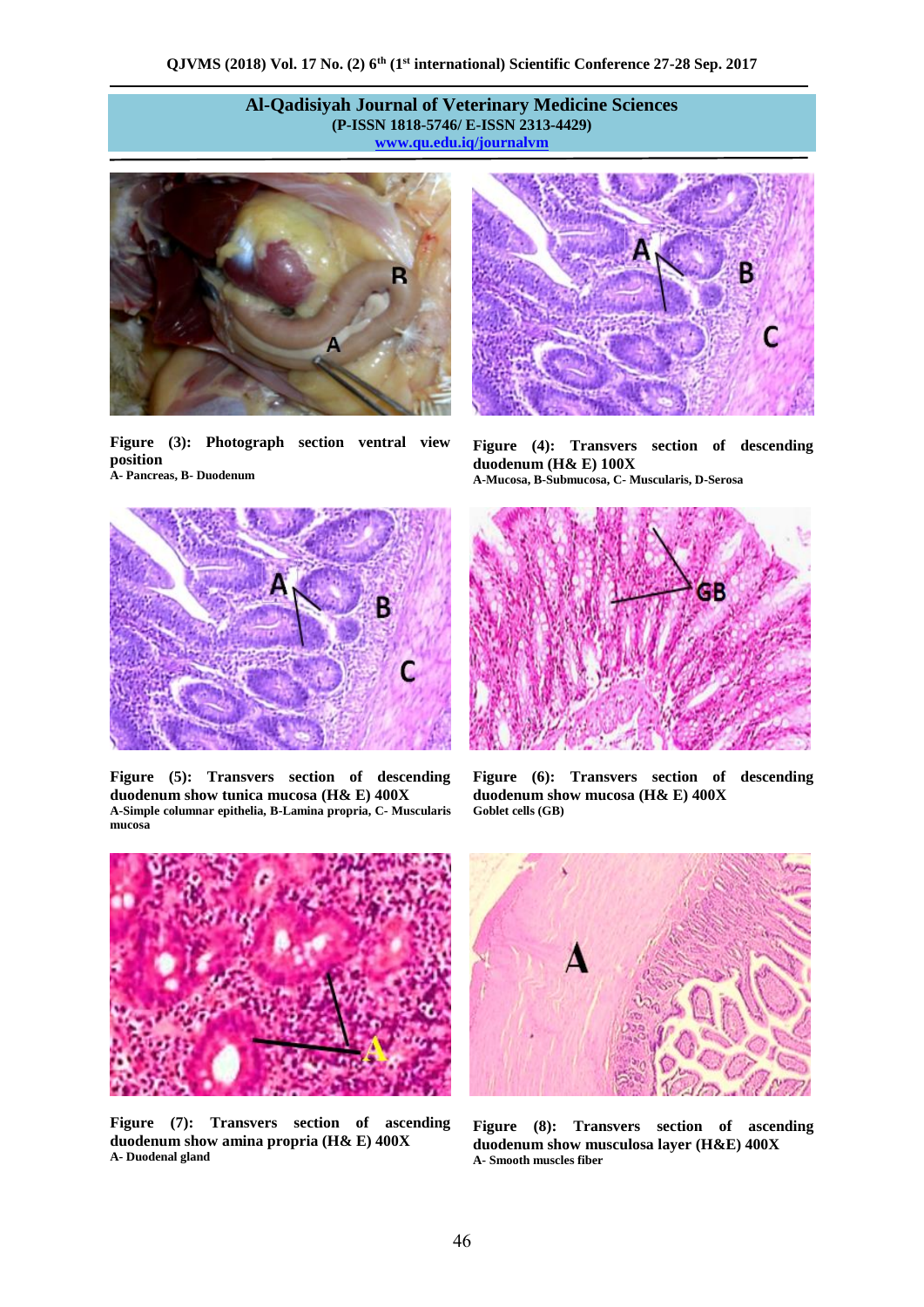**Figure (3): Photograph section ventral view position**
**A- Pancreas, B- Duodenum**

**Figure (4): Transvers section of descending duodenum (H& E) 100X**
**A-Mucosa, B-Submucosa, C- Muscularis, D-Serosa**

**Figure (5): Transvers section of descending duodenum show tunica mucosa (H& E) 400X**
**A-Simple columnar epithelia, B-Lamina propria, C- Muscularis mucosa**

**Figure (6): Transvers section of descending duodenum show mucosa (H& E) 400X**
**Goblet cells (GB)**

**Figure (7): Transvers section of ascending duodenum show amina propria (H& E) 400X**
**A- Duodenal gland**

**Figure (8): Transvers section of ascending duodenum show musculosa layer (H&E) 400X**
**A- Smooth muscles fiber**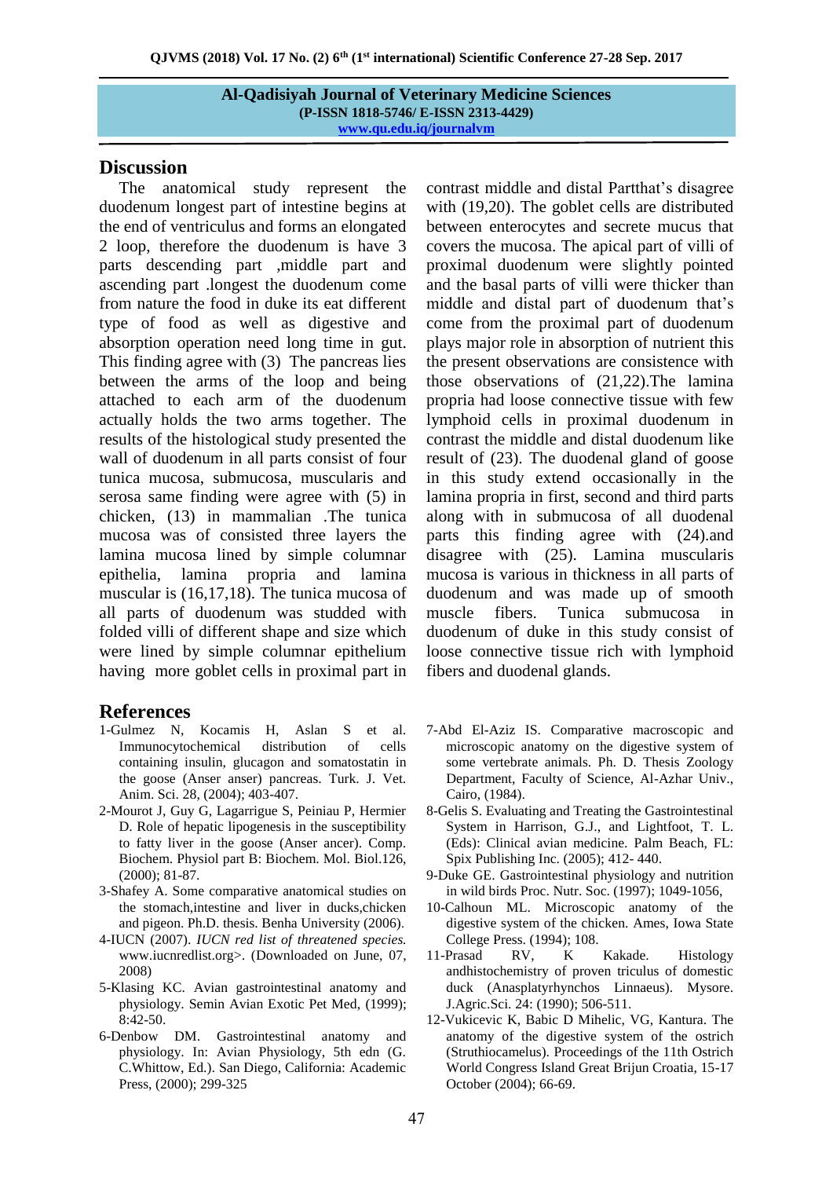## Discussion

The anatomical study represent the duodenum longest part of intestine begins at the end of ventriculus and forms an elongated 2 loop, therefore the duodenum is have 3 parts descending part ,middle part and ascending part .longest the duodenum come from nature the food in duke its eat different type of food as well as digestive and absorption operation need long time in gut. This finding agree with (3) The pancreas lies between the arms of the loop and being attached to each arm of the duodenum actually holds the two arms together. The results of the histological study presented the wall of duodenum in all parts consist of four tunica mucosa, submucosa, muscularis and serosa same finding were agree with (5) in chicken, (13) in mammalian .The tunica mucosa was of consisted three layers the lamina mucosa lined by simple columnar epithelia, lamina propria and lamina muscular is (16,17,18). The tunica mucosa of all parts of duodenum was studded with folded villi of different shape and size which were lined by simple columnar epithelium having more goblet cells in proximal part in contrast middle and distal Partthat's disagree with (19,20). The goblet cells are distributed between enterocytes and secrete mucus that covers the mucosa. The apical part of villi of proximal duodenum were slightly pointed and the basal parts of villi were thicker than middle and distal part of duodenum that's come from the proximal part of duodenum plays major role in absorption of nutrient this the present observations are consistence with those observations of (21,22).The lamina propria had loose connective tissue with few lymphoid cells in proximal duodenum in contrast the middle and distal duodenum like result of (23). The duodenal gland of goose in this study extend occasionally in the lamina propria in first, second and third parts along with in submucosa of all duodenal parts this finding agree with (24).and disagree with (25). Lamina muscularis mucosa is various in thickness in all parts of duodenum and was made up of smooth muscle fibers. Tunica submucosa in duodenum of duke in this study consist of loose connective tissue rich with lymphoid fibers and duodenal glands.

## References

1-Gulmez N, Kocamis H, Aslan S et al. Immunocytochemical distribution of cells containing insulin, glucagon and somatostatin in the goose (Anser anser) pancreas. Turk. J. Vet. Anim. Sci. 28, (2004); 403-407.

2-Mourot J, Guy G, Lagarrigue S, Peiniau P, Hermier D. Role of hepatic lipogenesis in the susceptibility to fatty liver in the goose (Anser ancer). Comp. Biochem. Physiol part B: Biochem. Mol. Biol.126, (2000); 81-87.

3-Shafey A. Some comparative anatomical studies on the stomach,intestine and liver in ducks,chicken and pigeon. Ph.D. thesis. Benha University (2006).

4-IUCN (2007). *IUCN red list of threatened species.* www.iucnredlist.org>. (Downloaded on June, 07, 2008)

5-Klasing KC. Avian gastrointestinal anatomy and physiology. Semin Avian Exotic Pet Med, (1999); 8:42-50.

6-Denbow DM. Gastrointestinal anatomy and physiology. In: Avian Physiology, 5th edn (G. C.Whittow, Ed.). San Diego, California: Academic Press, (2000); 299-325

7-Abd El-Aziz IS. Comparative macroscopic and microscopic anatomy on the digestive system of some vertebrate animals. Ph. D. Thesis Zoology Department, Faculty of Science, Al-Azhar Univ., Cairo, (1984).

8-Gelis S. Evaluating and Treating the Gastrointestinal System in Harrison, G.J., and Lightfoot, T. L. (Eds): Clinical avian medicine. Palm Beach, FL: Spix Publishing Inc. (2005); 412- 440.

9-Duke GE. Gastrointestinal physiology and nutrition in wild birds Proc. Nutr. Soc. (1997); 1049-1056,

10-Calhoun ML. Microscopic anatomy of the digestive system of the chicken. Ames, Iowa State College Press. (1994); 108.

11-Prasad RV, K Kakade. Histology andhistochemistry of proven triculus of domestic duck (Anasplatyrhynchos Linnaeus). Mysore. J.Agric.Sci. 24: (1990); 506-511.

12-Vukicevic K, Babic D Mihelic, VG, Kantura. The anatomy of the digestive system of the ostrich (Struthiocamelus). Proceedings of the 11th Ostrich World Congress Island Great Brijun Croatia, 15-17 October (2004); 66-69.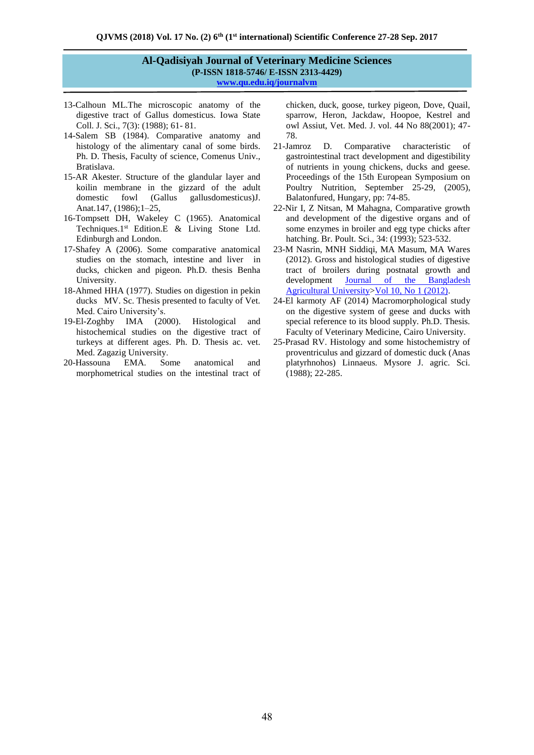13-Calhoun ML.The microscopic anatomy of the digestive tract of Gallus domesticus. Iowa State Coll. J. Sci., 7(3): (1988); 61- 81.

14-Salem SB (1984). Comparative anatomy and histology of the alimentary canal of some birds. Ph. D. Thesis, Faculty of science, Comenus Univ., Bratislava.

15-AR Akester. Structure of the glandular layer and koilin membrane in the gizzard of the adult domestic fowl (Gallus gallusdomesticus)J. Anat.147, (1986);1–25,

16-Tompsett DH, Wakeley C (1965). Anatomical Techniques.1st Edition.E & Living Stone Ltd. Edinburgh and London.

17-Shafey A (2006). Some comparative anatomical studies on the stomach, intestine and liver in ducks, chicken and pigeon. Ph.D. thesis Benha University.

18-Ahmed HHA (1977). Studies on digestion in pekin ducks MV. Sc. Thesis presented to faculty of Vet. Med. Cairo University's.

19-El-Zoghby IMA (2000). Histological and histochemical studies on the digestive tract of turkeys at different ages. Ph. D. Thesis ac. vet. Med. Zagazig University.

20-Hassouna EMA. Some anatomical and morphometrical studies on the intestinal tract of chicken, duck, goose, turkey pigeon, Dove, Quail, sparrow, Heron, Jackdaw, Hoopoe, Kestrel and owl Assiut, Vet. Med. J. vol. 44 No 88(2001); 47-78.

21-Jamroz D. Comparative characteristic of gastrointestinal tract development and digestibility of nutrients in young chickens, ducks and geese. Proceedings of the 15th European Symposium on Poultry Nutrition, September 25-29, (2005), Balatonfured, Hungary, pp: 74-85.

22-Nir I, Z Nitsan, M Mahagna, Comparative growth and development of the digestive organs and of some enzymes in broiler and egg type chicks after hatching. Br. Poult. Sci., 34: (1993); 523-532.

23-M Nasrin, MNH Siddiqi, MA Masum, MA Wares (2012). Gross and histological studies of digestive tract of broilers during postnatal growth and development Journal of the Bangladesh Agricultural University>Vol 10, No 1 (2012).

24-El karmoty AF (2014) Macromorphological study on the digestive system of geese and ducks with special reference to its blood supply. Ph.D. Thesis. Faculty of Veterinary Medicine, Cairo University.

25-Prasad RV. Histology and some histochemistry of proventriculus and gizzard of domestic duck (Anas platyrhnohos) Linnaeus. Mysore J. agric. Sci. (1988); 22-285.